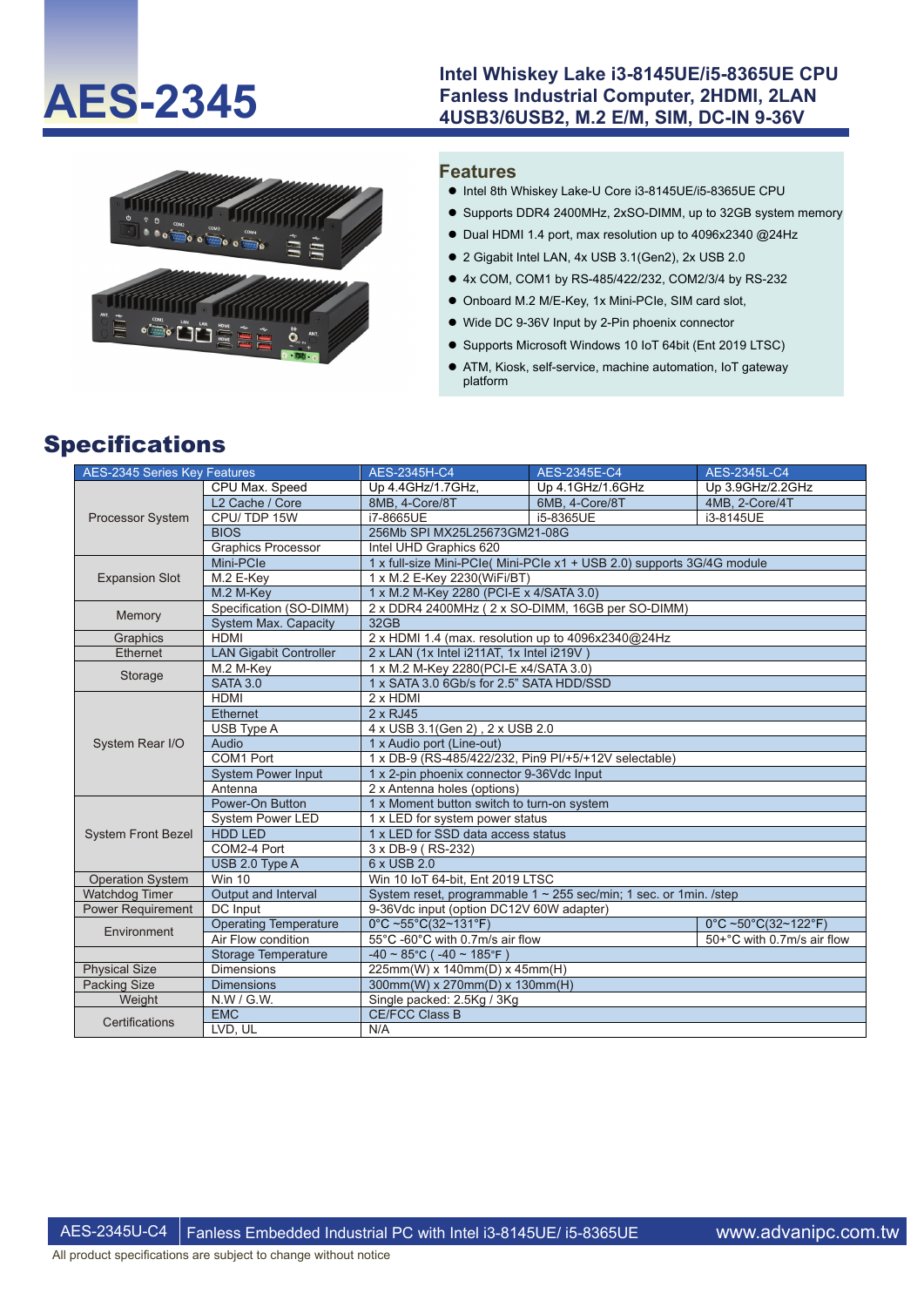# AES-2345

**Intel Whiskey Lake i3-8145UE/i5-8365UE CPU Fanless Industrial Computer, 2HDMI, 2LAN 4USB3/6USB2, M.2 E/M, SIM, DC-IN 9-36V**

## Features

- Intel 8th Whiskey Lake-U Core i3-8145UE/i5-8365UE CPU
- Supports DDR4 2400MHz, 2xSO-DIMM, up to 32GB system memory
- Dual HDMI 1.4 port, max resolution up to 4096x2340 @24Hz
- 2 Gigabit Intel LAN, 4x USB 3.1(Gen2), 2x USB 2.0
- 4x COM, COM1 by RS-485/422/232, COM2/3/4 by RS-232
- Onboard M.2 M/E-Key, 1x Mini-PCIe, SIM card slot,
- Wide DC 9-36V Input by 2-Pin phoenix connector
- Supports Microsoft Windows 10 IoT 64bit (Ent 2019 LTSC)
- ATM, Kiosk, self-service, machine automation, IoT gateway platform

## Specifications

| AES-2345 Series Key Features | | AES-2345H-C4 | AES-2345E-C4 | AES-2345L-C4 |
|---|---|---|---|---|
| Processor System | CPU Max. Speed | Up 4.4GHz/1.7GHz, | Up 4.1GHz/1.6GHz | Up 3.9GHz/2.2GHz |
| | L2 Cache / Core | 8MB, 4-Core/8T | 6MB, 4-Core/8T | 4MB, 2-Core/4T |
| | CPU/ TDP 15W | i7-8665UE | i5-8365UE | i3-8145UE |
| | BIOS | 256Mb SPI MX25L25673GM21-08G | | |
| | Graphics Processor | Intel UHD Graphics 620 | | |
| Expansion Slot | Mini-PCIe | 1 x full-size Mini-PCIe( Mini-PCIe x1 + USB 2.0) supports 3G/4G module | | |
| | M.2 E-Key | 1 x M.2 E-Key 2230(WiFi/BT) | | |
| | M.2 M-Key | 1 x M.2 M-Key 2280 (PCI-E x 4/SATA 3.0) | | |
| Memory | Specification (SO-DIMM) | 2 x DDR4 2400MHz ( 2 x SO-DIMM, 16GB per SO-DIMM) | | |
| | System Max. Capacity | 32GB | | |
| Graphics | HDMI | 2 x HDMI 1.4 (max. resolution up to 4096x2340@24Hz | | |
| Ethernet | LAN Gigabit Controller | 2 x LAN (1x Intel i211AT, 1x Intel i219V ) | | |
| Storage | M.2 M-Key | 1 x M.2 M-Key 2280(PCI-E x4/SATA 3.0) | | |
| | SATA 3.0 | 1 x SATA 3.0 6Gb/s for 2.5" SATA HDD/SSD | | |
| System Rear I/O | HDMI | 2 x HDMI | | |
| | Ethernet | 2 x RJ45 | | |
| | USB Type A | 4 x USB 3.1(Gen 2) , 2 x USB 2.0 | | |
| | Audio | 1 x Audio port (Line-out) | | |
| | COM1 Port | 1 x DB-9 (RS-485/422/232, Pin9 PI/+5/+12V selectable) | | |
| | System Power Input | 1 x 2-pin phoenix connector 9-36Vdc Input | | |
| | Antenna | 2 x Antenna holes (options) | | |
| System Front Bezel | Power-On Button | 1 x Moment button switch to turn-on system | | |
| | System Power LED | 1 x LED for system power status | | |
| | HDD LED | 1 x LED for SSD data access status | | |
| | COM2-4 Port | 3 x DB-9 ( RS-232) | | |
| | USB 2.0 Type A | 6 x USB 2.0 | | |
| Operation System | Win 10 | Win 10 IoT 64-bit, Ent 2019 LTSC | | |
| Watchdog Timer | Output and Interval | System reset, programmable 1 ~ 255 sec/min; 1 sec. or 1min. /step | | |
| Power Requirement | DC Input | 9-36Vdc input (option DC12V 60W adapter) | | |
| Environment | Operating Temperature | 0°C ~55°C(32~131°F) | | 0°C ~50°C(32~122°F) |
| | Air Flow condition | 55°C -60°C with 0.7m/s air flow | | 50+°C with 0.7m/s air flow |
| | Storage Temperature | -40 ~ 85°C ( -40 ~ 185°F ) | | |
| Physical Size | Dimensions | 225mm(W) x 140mm(D) x 45mm(H) | | |
| Packing Size | Dimensions | 300mm(W) x 270mm(D) x 130mm(H) | | |
| Weight | N.W / G.W. | Single packed: 2.5Kg / 3Kg | | |
| Certifications | EMC | CE/FCC Class B | | |
| | LVD, UL | N/A | | |

AES-2345U-C4 | Fanless Embedded Industrial PC with Intel i3-8145UE/ i5-8365UE | www.advanipc.com.tw

All product specifications are subject to change without notice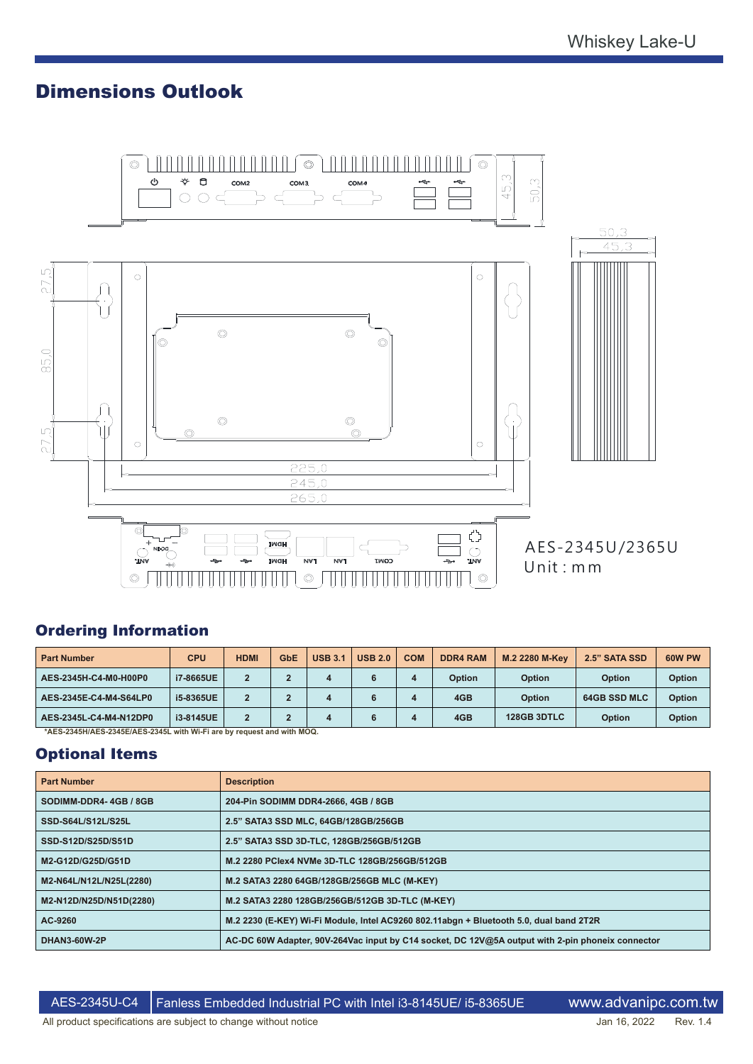## Dimensions Outlook

COM2 COM3 COM4

45.3 50.3

50.3 45.3

27.5 85.0 27.5

225.0 245.0 265.0

HDMI HDMI LAN LAN COM1 ANT. ANT. DC-IN

AES-2345U/2365U
Unit : mm

## Ordering Information

| Part Number | CPU | HDMI | GbE | USB 3.1 | USB 2.0 | COM | DDR4 RAM | M.2 2280 M-Key | 2.5" SATA SSD | 60W PW |
|---|---|---|---|---|---|---|---|---|---|---|
| AES-2345H-C4-M0-H00P0 | i7-8665UE | 2 | 2 | 4 | 6 | 4 | Option | Option | Option | Option |
| AES-2345E-C4-M4-S64LP0 | i5-8365UE | 2 | 2 | 4 | 6 | 4 | 4GB | Option | 64GB SSD MLC | Option |
| AES-2345L-C4-M4-N12DP0 | i3-8145UE | 2 | 2 | 4 | 6 | 4 | 4GB | 128GB 3DTLC | Option | Option |

*AES-2345H/AES-2345E/AES-2345L with Wi-Fi are by request and with MOQ.

## Optional Items

| Part Number | Description |
|---|---|
| SODIMM-DDR4- 4GB / 8GB | 204-Pin SODIMM DDR4-2666, 4GB / 8GB |
| SSD-S64L/S12L/S25L | 2.5" SATA3 SSD MLC, 64GB/128GB/256GB |
| SSD-S12D/S25D/S51D | 2.5" SATA3 SSD 3D-TLC, 128GB/256GB/512GB |
| M2-G12D/G25D/G51D | M.2 2280 PCIex4 NVMe 3D-TLC 128GB/256GB/512GB |
| M2-N64L/N12L/N25L(2280) | M.2 SATA3 2280 64GB/128GB/256GB MLC (M-KEY) |
| M2-N12D/N25D/N51D(2280) | M.2 SATA3 2280 128GB/256GB/512GB 3D-TLC (M-KEY) |
| AC-9260 | M.2 2230 (E-KEY) Wi-Fi Module, Intel AC9260 802.11abgn + Bluetooth 5.0, dual band 2T2R |
| DHAN3-60W-2P | AC-DC 60W Adapter, 90V-264Vac input by C14 socket, DC 12V@5A output with 2-pin phoneix connector |